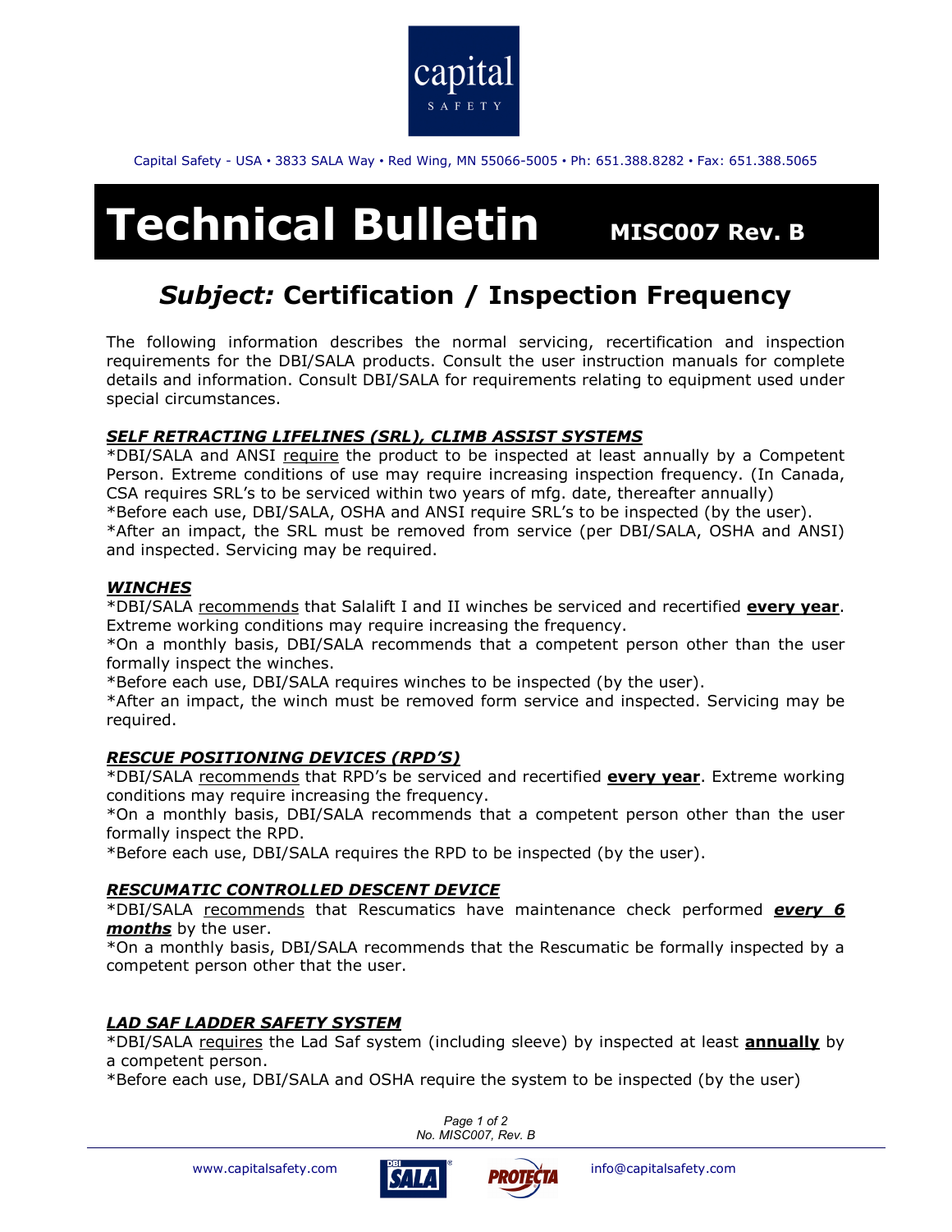capital SAFETY

Capital Safety - USA • 3833 SALA Way • Red Wing, MN 55066-5005 • Ph: 651.388.8282 • Fax: 651.388.5065

# Technical Bulletin MISC007 Rev. B

## *Subject:* Certification / Inspection Frequency

The following information describes the normal servicing, recertification and inspection requirements for the DBI/SALA products. Consult the user instruction manuals for complete details and information. Consult DBI/SALA for requirements relating to equipment used under special circumstances.

### ***SELF RETRACTING LIFELINES (SRL), CLIMB ASSIST SYSTEMS***

*DBI/SALA and ANSI require the product to be inspected at least annually by a Competent Person. Extreme conditions of use may require increasing inspection frequency. (In Canada, CSA requires SRL's to be serviced within two years of mfg. date, thereafter annually)
*Before each use, DBI/SALA, OSHA and ANSI require SRL's to be inspected (by the user).
*After an impact, the SRL must be removed from service (per DBI/SALA, OSHA and ANSI) and inspected. Servicing may be required.

### ***WINCHES***

*DBI/SALA recommends that Salalift I and II winches be serviced and recertified **every year**. Extreme working conditions may require increasing the frequency.
*On a monthly basis, DBI/SALA recommends that a competent person other than the user formally inspect the winches.
*Before each use, DBI/SALA requires winches to be inspected (by the user).
*After an impact, the winch must be removed form service and inspected. Servicing may be required.

### ***RESCUE POSITIONING DEVICES (RPD'S)***

*DBI/SALA recommends that RPD's be serviced and recertified **every year**. Extreme working conditions may require increasing the frequency.
*On a monthly basis, DBI/SALA recommends that a competent person other than the user formally inspect the RPD.
*Before each use, DBI/SALA requires the RPD to be inspected (by the user).

### ***RESCUMATIC CONTROLLED DESCENT DEVICE***

*DBI/SALA recommends that Rescumatics have maintenance check performed ***every 6 months*** by the user.
*On a monthly basis, DBI/SALA recommends that the Rescumatic be formally inspected by a competent person other that the user.

### ***LAD SAF LADDER SAFETY SYSTEM***

*DBI/SALA requires the Lad Saf system (including sleeve) by inspected at least **annually** by a competent person.
*Before each use, DBI/SALA and OSHA require the system to be inspected (by the user)

www.capitalsafety.com DBI SALA PROTECTA info@capitalsafety.com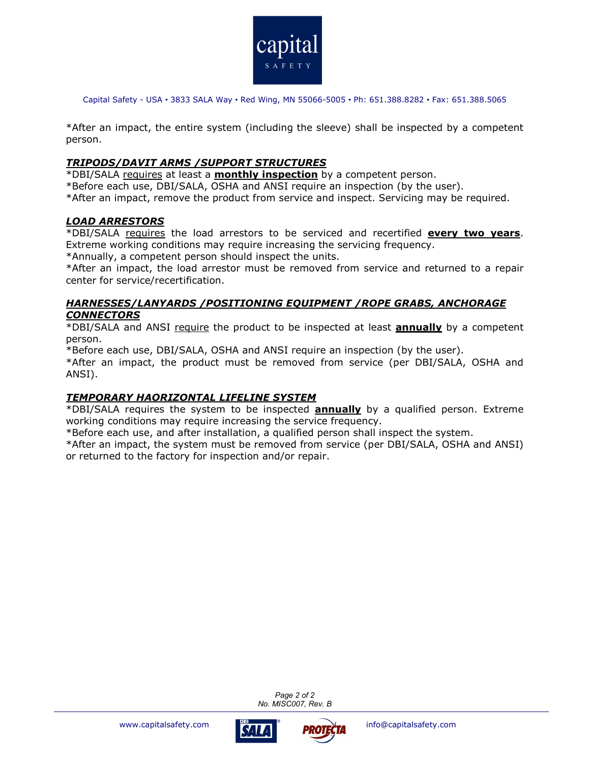*After an impact, the entire system (including the sleeve) shall be inspected by a competent person.

### ***TRIPODS/DAVIT ARMS /SUPPORT STRUCTURES***

*DBI/SALA requires at least a **monthly inspection** by a competent person.
*Before each use, DBI/SALA, OSHA and ANSI require an inspection (by the user).
*After an impact, remove the product from service and inspect. Servicing may be required.

### ***LOAD ARRESTORS***

*DBI/SALA requires the load arrestors to be serviced and recertified **every two years**. Extreme working conditions may require increasing the servicing frequency.
*Annually, a competent person should inspect the units.
*After an impact, the load arrestor must be removed from service and returned to a repair center for service/recertification.

### ***HARNESSES/LANYARDS /POSITIONING EQUIPMENT /ROPE GRABS, ANCHORAGE CONNECTORS***

*DBI/SALA and ANSI require the product to be inspected at least **annually** by a competent person.
*Before each use, DBI/SALA, OSHA and ANSI require an inspection (by the user).
*After an impact, the product must be removed from service (per DBI/SALA, OSHA and ANSI).

### ***TEMPORARY HAORIZONTAL LIFELINE SYSTEM***

*DBI/SALA requires the system to be inspected **annually** by a qualified person. Extreme working conditions may require increasing the service frequency.
*Before each use, and after installation, a qualified person shall inspect the system.
*After an impact, the system must be removed from service (per DBI/SALA, OSHA and ANSI) or returned to the factory for inspection and/or repair.